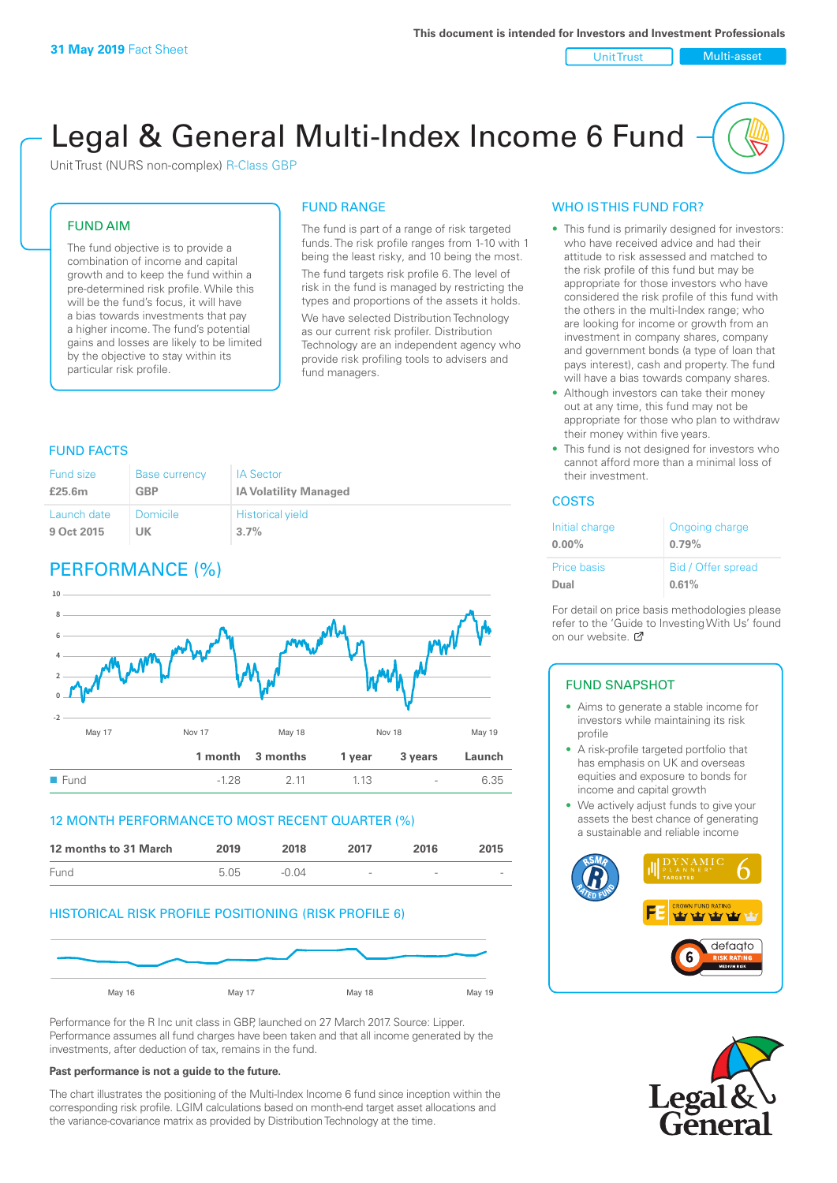**31 May 2019** Fact Sheet

This document is intended for Investors and Investment Professionals

Unit Trust | Multi-asset

# Legal & General Multi-Index Income 6 Fund

Unit Trust (NURS non-complex) R-Class GBP

## FUND AIM

The fund objective is to provide a combination of income and capital growth and to keep the fund within a pre-determined risk profile. While this will be the fund's focus, it will have a bias towards investments that pay a higher income. The fund's potential gains and losses are likely to be limited by the objective to stay within its particular risk profile.

## FUND RANGE

The fund is part of a range of risk targeted funds. The risk profile ranges from 1-10 with 1 being the least risky, and 10 being the most.

The fund targets risk profile 6. The level of risk in the fund is managed by restricting the types and proportions of the assets it holds.

We have selected Distribution Technology as our current risk profiler. Distribution Technology are an independent agency who provide risk profiling tools to advisers and fund managers.

## WHO IS THIS FUND FOR?

- This fund is primarily designed for investors: who have received advice and had their attitude to risk assessed and matched to the risk profile of this fund but may be appropriate for those investors who have considered the risk profile of this fund with the others in the multi-index range; who are looking for income or growth from an investment in company shares, company and government bonds (a type of loan that pays interest), cash and property. The fund will have a bias towards company shares.
- Although investors can take their money out at any time, this fund may not be appropriate for those who plan to withdraw their money within five years.
- This fund is not designed for investors who cannot afford more than a minimal loss of their investment.

## FUND FACTS

| Fund size | Base currency | IA Sector |
|---|---|---|
| **£25.6m** | **GBP** | **IA Volatility Managed** |
| **Launch date** | **Domicile** | **Historical yield** |
| **9 Oct 2015** | **UK** | **3.7%** |

## COSTS

| Initial charge | Ongoing charge |
|---|---|
| **0.00%** | **0.79%** |
| **Price basis** | **Bid / Offer spread** |
| **Dual** | **0.61%** |

For detail on price basis methodologies please refer to the 'Guide to Investing With Us' found on our website.

## PERFORMANCE (%)

| | 1 month | 3 months | 1 year | 3 years | Launch |
|---|---|---|---|---|---|
| Fund | -1.28 | 2.11 | 1.13 | - | 6.35 |

## 12 MONTH PERFORMANCE TO MOST RECENT QUARTER (%)

| 12 months to 31 March | 2019 | 2018 | 2017 | 2016 | 2015 |
|---|---|---|---|---|---|
| Fund | 5.05 | -0.04 | - | - | - |

## HISTORICAL RISK PROFILE POSITIONING (RISK PROFILE 6)

Performance for the R Inc unit class in GBP, launched on 27 March 2017. Source: Lipper. Performance assumes all fund charges have been taken and that all income generated by the investments, after deduction of tax, remains in the fund.

**Past performance is not a guide to the future.**

The chart illustrates the positioning of the Multi-Index Income 6 fund since inception within the corresponding risk profile. LGIM calculations based on month-end target asset allocations and the variance-covariance matrix as provided by Distribution Technology at the time.

## FUND SNAPSHOT

- Aims to generate a stable income for investors while maintaining its risk profile
- A risk-profile targeted portfolio that has emphasis on UK and overseas equities and exposure to bonds for income and capital growth
- We actively adjust funds to give your assets the best chance of generating a sustainable and reliable income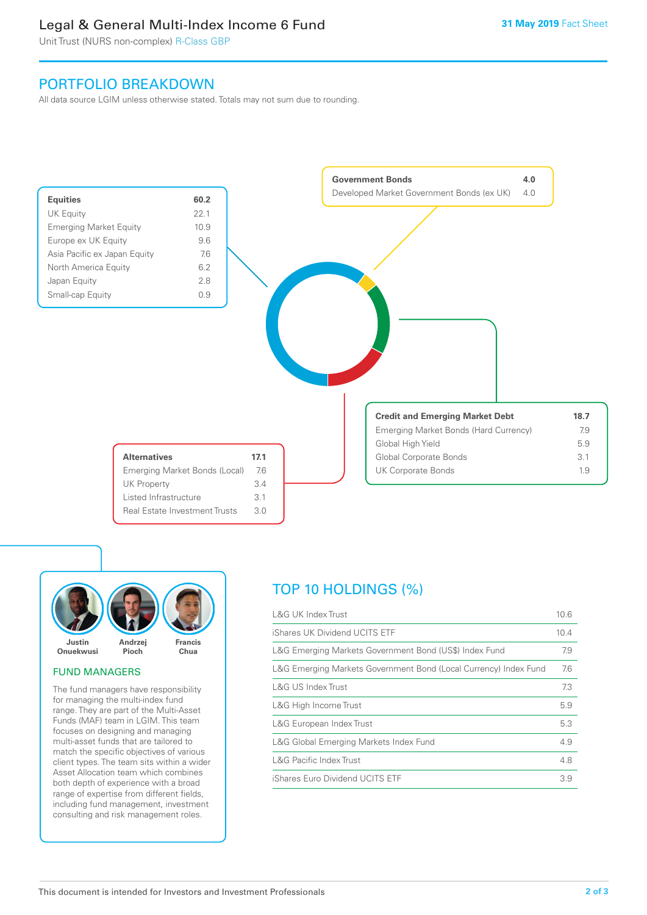# Legal & General Multi-Index Income 6 Fund

Unit Trust (NURS non-complex) R-Class GBP

**31 May 2019** Fact Sheet

## PORTFOLIO BREAKDOWN

All data source LGIM unless otherwise stated. Totals may not sum due to rounding.

| **Equities** | **60.2** |
|---|---|
| UK Equity | 22.1 |
| Emerging Market Equity | 10.9 |
| Europe ex UK Equity | 9.6 |
| Asia Pacific ex Japan Equity | 7.6 |
| North America Equity | 6.2 |
| Japan Equity | 2.8 |
| Small-cap Equity | 0.9 |

| **Government Bonds** | **4.0** |
|---|---|
| Developed Market Government Bonds (ex UK) | 4.0 |

| **Credit and Emerging Market Debt** | **18.7** |
|---|---|
| Emerging Market Bonds (Hard Currency) | 7.9 |
| Global High Yield | 5.9 |
| Global Corporate Bonds | 3.1 |
| UK Corporate Bonds | 1.9 |

| **Alternatives** | **17.1** |
|---|---|
| Emerging Market Bonds (Local) | 7.6 |
| UK Property | 3.4 |
| Listed Infrastructure | 3.1 |
| Real Estate Investment Trusts | 3.0 |

Justin Onuekwusi, Andrzej Pioch, Francis Chua

### FUND MANAGERS

The fund managers have responsibility for managing the multi-index fund range. They are part of the Multi-Asset Funds (MAF) team in LGIM. This team focuses on designing and managing multi-asset funds that are tailored to match the specific objectives of various client types. The team sits within a wider Asset Allocation team which combines both depth of experience with a broad range of expertise from different fields, including fund management, investment consulting and risk management roles.

## TOP 10 HOLDINGS (%)

| Holding | % |
|---|---|
| L&G UK Index Trust | 10.6 |
| iShares UK Dividend UCITS ETF | 10.4 |
| L&G Emerging Markets Government Bond (US$) Index Fund | 7.9 |
| L&G Emerging Markets Government Bond (Local Currency) Index Fund | 7.6 |
| L&G US Index Trust | 7.3 |
| L&G High Income Trust | 5.9 |
| L&G European Index Trust | 5.3 |
| L&G Global Emerging Markets Index Fund | 4.9 |
| L&G Pacific Index Trust | 4.8 |
| iShares Euro Dividend UCITS ETF | 3.9 |

This document is intended for Investors and Investment Professionals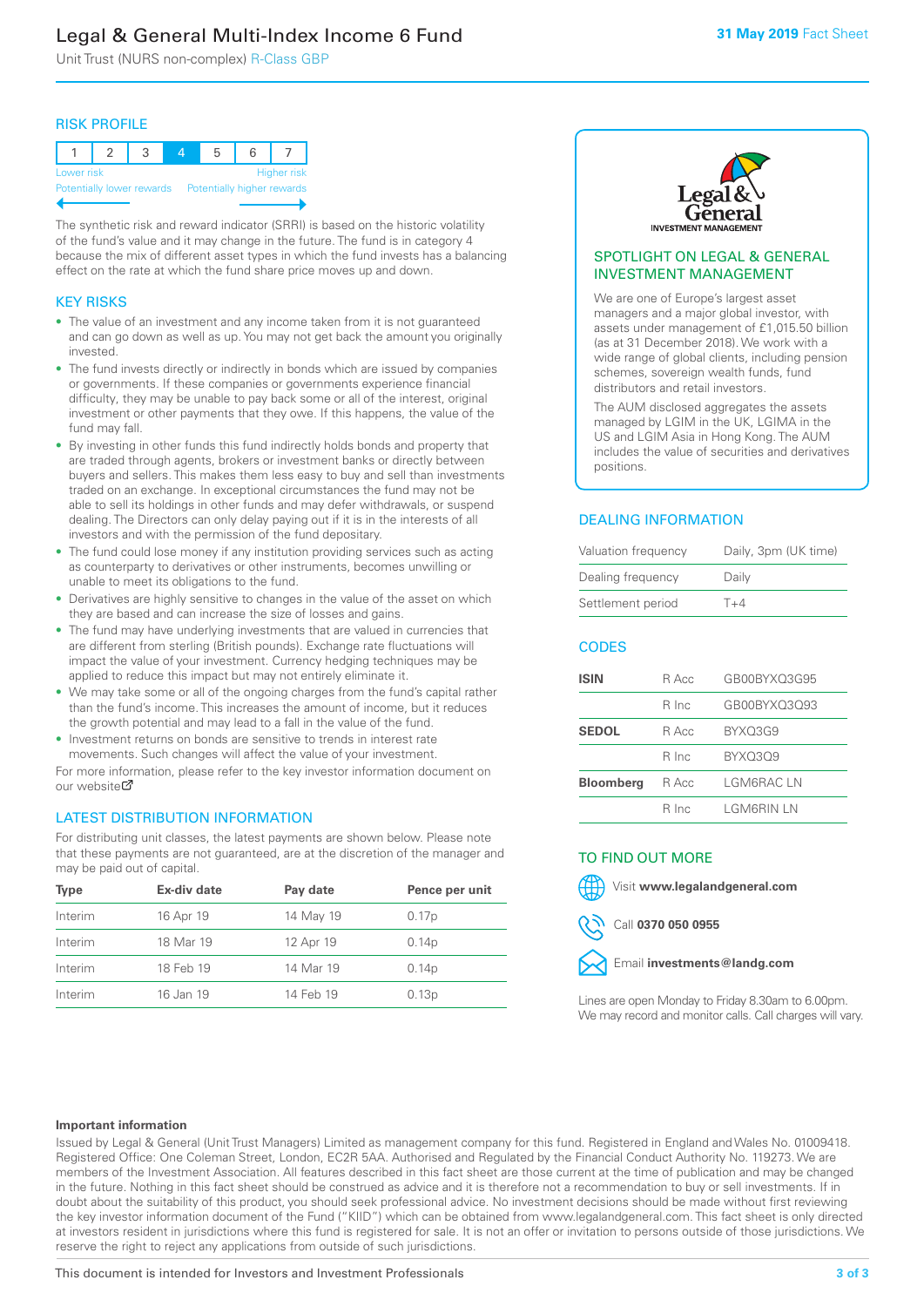# Legal & General Multi-Index Income 6 Fund

Unit Trust (NURS non-complex) R-Class GBP

31 May 2019 Fact Sheet

## RISK PROFILE

| 1 | 2 | 3 | 4 | 5 | 6 | 7 |
|---|---|---|---|---|---|---|

Lower risk — Higher risk

Potentially lower rewards — Potentially higher rewards

The synthetic risk and reward indicator (SRRI) is based on the historic volatility of the fund's value and it may change in the future. The fund is in category 4 because the mix of different asset types in which the fund invests has a balancing effect on the rate at which the fund share price moves up and down.

## KEY RISKS

- The value of an investment and any income taken from it is not guaranteed and can go down as well as up. You may not get back the amount you originally invested.
- The fund invests directly or indirectly in bonds which are issued by companies or governments. If these companies or governments experience financial difficulty, they may be unable to pay back some or all of the interest, original investment or other payments that they owe. If this happens, the value of the fund may fall.
- By investing in other funds this fund indirectly holds bonds and property that are traded through agents, brokers or investment banks or directly between buyers and sellers. This makes them less easy to buy and sell than investments traded on an exchange. In exceptional circumstances the fund may not be able to sell its holdings in other funds and may defer withdrawals, or suspend dealing. The Directors can only delay paying out if it is in the interests of all investors and with the permission of the fund depositary.
- The fund could lose money if any institution providing services such as acting as counterparty to derivatives or other instruments, becomes unwilling or unable to meet its obligations to the fund.
- Derivatives are highly sensitive to changes in the value of the asset on which they are based and can increase the size of losses and gains.
- The fund may have underlying investments that are valued in currencies that are different from sterling (British pounds). Exchange rate fluctuations will impact the value of your investment. Currency hedging techniques may be applied to reduce this impact but may not entirely eliminate it.
- We may take some or all of the ongoing charges from the fund's capital rather than the fund's income. This increases the amount of income, but it reduces the growth potential and may lead to a fall in the value of the fund.
- Investment returns on bonds are sensitive to trends in interest rate movements. Such changes will affect the value of your investment.

For more information, please refer to the key investor information document on our website

## LATEST DISTRIBUTION INFORMATION

For distributing unit classes, the latest payments are shown below. Please note that these payments are not guaranteed, are at the discretion of the manager and may be paid out of capital.

| Type | Ex-div date | Pay date | Pence per unit |
|---|---|---|---|
| Interim | 16 Apr 19 | 14 May 19 | 0.17p |
| Interim | 18 Mar 19 | 12 Apr 19 | 0.14p |
| Interim | 18 Feb 19 | 14 Mar 19 | 0.14p |
| Interim | 16 Jan 19 | 14 Feb 19 | 0.13p |

## SPOTLIGHT ON LEGAL & GENERAL INVESTMENT MANAGEMENT

We are one of Europe's largest asset managers and a major global investor, with assets under management of £1,015.50 billion (as at 31 December 2018). We work with a wide range of global clients, including pension schemes, sovereign wealth funds, fund distributors and retail investors.

The AUM disclosed aggregates the assets managed by LGIM in the UK, LGIMA in the US and LGIM Asia in Hong Kong. The AUM includes the value of securities and derivatives positions.

## DEALING INFORMATION

| | |
|---|---|
| Valuation frequency | Daily, 3pm (UK time) |
| Dealing frequency | Daily |
| Settlement period | T+4 |

## CODES

| | | |
|---|---|---|
| **ISIN** | R Acc | GB00BYXQ3G95 |
| | R Inc | GB00BYXQ3Q93 |
| **SEDOL** | R Acc | BYXQ3G9 |
| | R Inc | BYXQ3Q9 |
| **Bloomberg** | R Acc | LGM6RAC LN |
| | R Inc | LGM6RIN LN |

## TO FIND OUT MORE

Visit **www.legalandgeneral.com**

Call **0370 050 0955**

Email **investments@landg.com**

Lines are open Monday to Friday 8.30am to 6.00pm. We may record and monitor calls. Call charges will vary.

**Important information**

Issued by Legal & General (Unit Trust Managers) Limited as management company for this fund. Registered in England and Wales No. 01009418. Registered Office: One Coleman Street, London, EC2R 5AA. Authorised and Regulated by the Financial Conduct Authority No. 119273. We are members of the Investment Association. All features described in this fact sheet are those current at the time of publication and may be changed in the future. Nothing in this fact sheet should be construed as advice and it is therefore not a recommendation to buy or sell investments. If in doubt about the suitability of this product, you should seek professional advice. No investment decisions should be made without first reviewing the key investor information document of the Fund ("KIID") which can be obtained from www.legalandgeneral.com. This fact sheet is only directed at investors resident in jurisdictions where this fund is registered for sale. It is not an offer or invitation to persons outside of those jurisdictions. We reserve the right to reject any applications from outside of such jurisdictions.

This document is intended for Investors and Investment Professionals